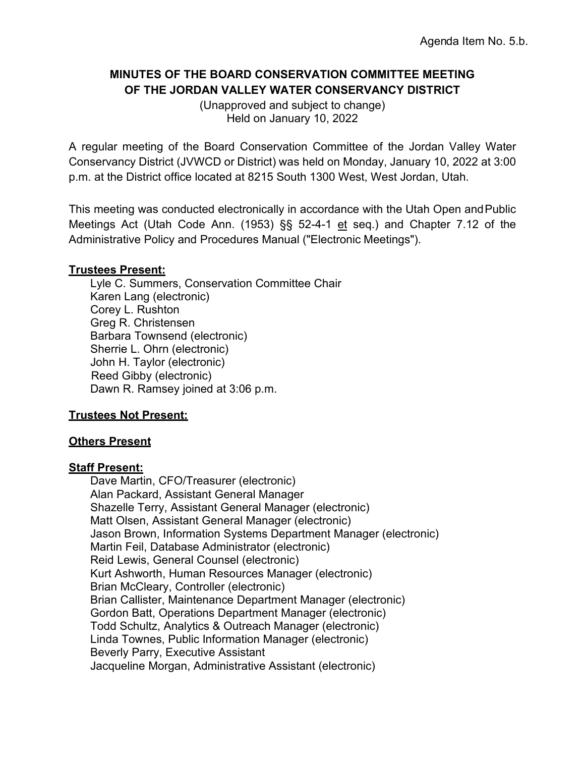Agenda Item No. 5.b.

# MINUTES OF THE BOARD CONSERVATION COMMITTEE MEETING OF THE JORDAN VALLEY WATER CONSERVANCY DISTRICT

(Unapproved and subject to change)
Held on January 10, 2022

A regular meeting of the Board Conservation Committee of the Jordan Valley Water Conservancy District (JVWCD or District) was held on Monday, January 10, 2022 at 3:00 p.m. at the District office located at 8215 South 1300 West, West Jordan, Utah.

This meeting was conducted electronically in accordance with the Utah Open and Public Meetings Act (Utah Code Ann. (1953) §§ 52-4-1 et seq.) and Chapter 7.12 of the Administrative Policy and Procedures Manual ("Electronic Meetings").

**Trustees Present:**

Lyle C. Summers, Conservation Committee Chair
Karen Lang (electronic)
Corey L. Rushton
Greg R. Christensen
Barbara Townsend (electronic)
Sherrie L. Ohrn (electronic)
John H. Taylor (electronic)
Reed Gibby (electronic)
Dawn R. Ramsey joined at 3:06 p.m.

**Trustees Not Present:**

**Others Present**

**Staff Present:**

Dave Martin, CFO/Treasurer (electronic)
Alan Packard, Assistant General Manager
Shazelle Terry, Assistant General Manager (electronic)
Matt Olsen, Assistant General Manager (electronic)
Jason Brown, Information Systems Department Manager (electronic)
Martin Feil, Database Administrator (electronic)
Reid Lewis, General Counsel (electronic)
Kurt Ashworth, Human Resources Manager (electronic)
Brian McCleary, Controller (electronic)
Brian Callister, Maintenance Department Manager (electronic)
Gordon Batt, Operations Department Manager (electronic)
Todd Schultz, Analytics & Outreach Manager (electronic)
Linda Townes, Public Information Manager (electronic)
Beverly Parry, Executive Assistant
Jacqueline Morgan, Administrative Assistant (electronic)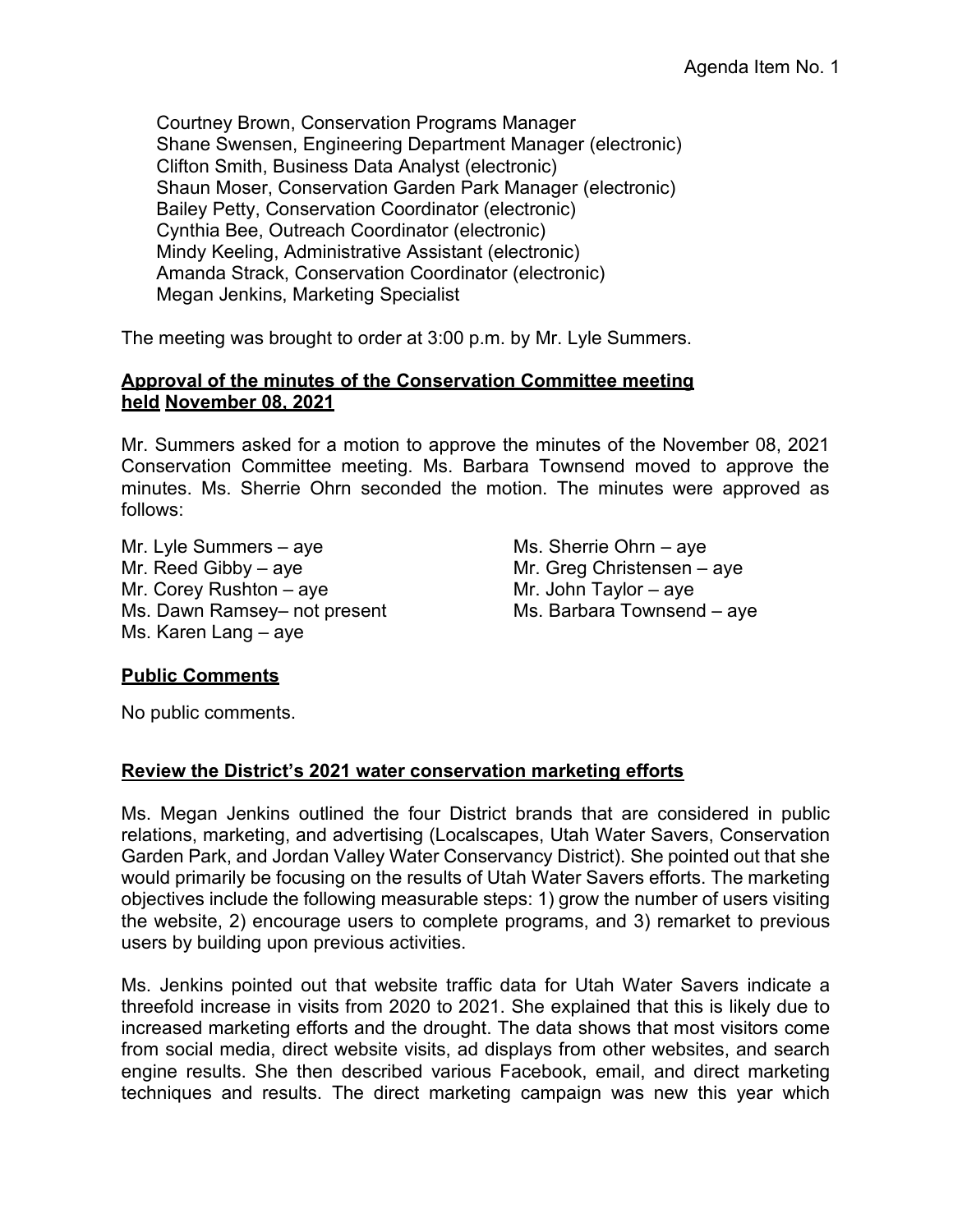Courtney Brown, Conservation Programs Manager
Shane Swensen, Engineering Department Manager (electronic)
Clifton Smith, Business Data Analyst (electronic)
Shaun Moser, Conservation Garden Park Manager (electronic)
Bailey Petty, Conservation Coordinator (electronic)
Cynthia Bee, Outreach Coordinator (electronic)
Mindy Keeling, Administrative Assistant (electronic)
Amanda Strack, Conservation Coordinator (electronic)
Megan Jenkins, Marketing Specialist

The meeting was brought to order at 3:00 p.m. by Mr. Lyle Summers.

**Approval of the minutes of the Conservation Committee meeting held November 08, 2021**

Mr. Summers asked for a motion to approve the minutes of the November 08, 2021 Conservation Committee meeting. Ms. Barbara Townsend moved to approve the minutes. Ms. Sherrie Ohrn seconded the motion. The minutes were approved as follows:

Mr. Lyle Summers – aye
Mr. Reed Gibby – aye
Mr. Corey Rushton – aye
Ms. Dawn Ramsey– not present
Ms. Karen Lang – aye
Ms. Sherrie Ohrn – aye
Mr. Greg Christensen – aye
Mr. John Taylor – aye
Ms. Barbara Townsend – aye

**Public Comments**

No public comments.

**Review the District's 2021 water conservation marketing efforts**

Ms. Megan Jenkins outlined the four District brands that are considered in public relations, marketing, and advertising (Localscapes, Utah Water Savers, Conservation Garden Park, and Jordan Valley Water Conservancy District). She pointed out that she would primarily be focusing on the results of Utah Water Savers efforts. The marketing objectives include the following measurable steps: 1) grow the number of users visiting the website, 2) encourage users to complete programs, and 3) remarket to previous users by building upon previous activities.

Ms. Jenkins pointed out that website traffic data for Utah Water Savers indicate a threefold increase in visits from 2020 to 2021. She explained that this is likely due to increased marketing efforts and the drought. The data shows that most visitors come from social media, direct website visits, ad displays from other websites, and search engine results. She then described various Facebook, email, and direct marketing techniques and results. The direct marketing campaign was new this year which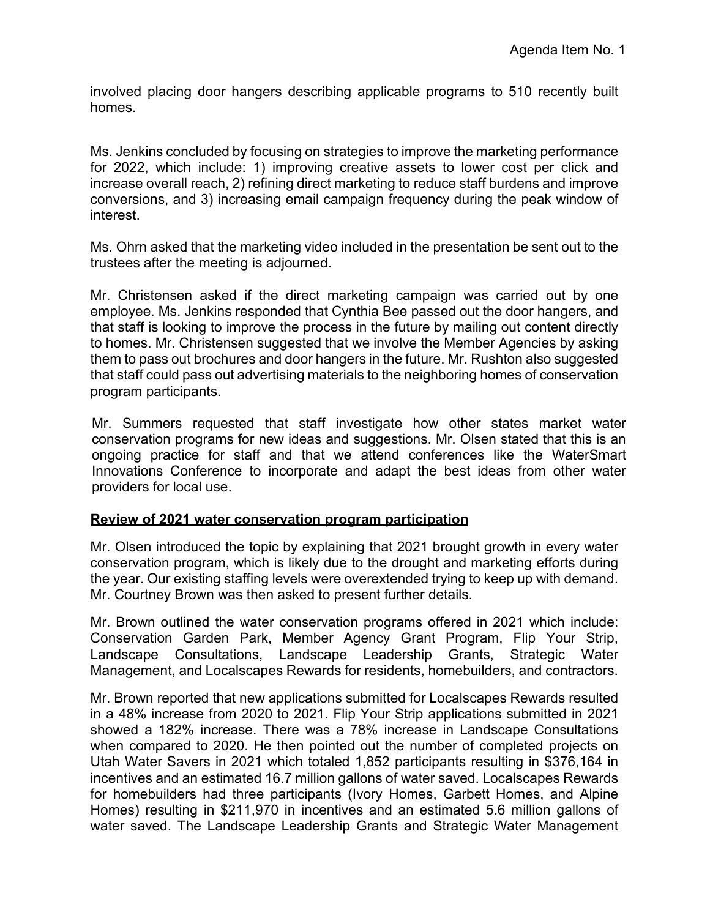involved placing door hangers describing applicable programs to 510 recently built homes.

Ms. Jenkins concluded by focusing on strategies to improve the marketing performance for 2022, which include: 1) improving creative assets to lower cost per click and increase overall reach, 2) refining direct marketing to reduce staff burdens and improve conversions, and 3) increasing email campaign frequency during the peak window of interest.

Ms. Ohrn asked that the marketing video included in the presentation be sent out to the trustees after the meeting is adjourned.

Mr. Christensen asked if the direct marketing campaign was carried out by one employee. Ms. Jenkins responded that Cynthia Bee passed out the door hangers, and that staff is looking to improve the process in the future by mailing out content directly to homes. Mr. Christensen suggested that we involve the Member Agencies by asking them to pass out brochures and door hangers in the future. Mr. Rushton also suggested that staff could pass out advertising materials to the neighboring homes of conservation program participants.

Mr. Summers requested that staff investigate how other states market water conservation programs for new ideas and suggestions. Mr. Olsen stated that this is an ongoing practice for staff and that we attend conferences like the WaterSmart Innovations Conference to incorporate and adapt the best ideas from other water providers for local use.

**Review of 2021 water conservation program participation**

Mr. Olsen introduced the topic by explaining that 2021 brought growth in every water conservation program, which is likely due to the drought and marketing efforts during the year. Our existing staffing levels were overextended trying to keep up with demand. Mr. Courtney Brown was then asked to present further details.

Mr. Brown outlined the water conservation programs offered in 2021 which include: Conservation Garden Park, Member Agency Grant Program, Flip Your Strip, Landscape Consultations, Landscape Leadership Grants, Strategic Water Management, and Localscapes Rewards for residents, homebuilders, and contractors.

Mr. Brown reported that new applications submitted for Localscapes Rewards resulted in a 48% increase from 2020 to 2021. Flip Your Strip applications submitted in 2021 showed a 182% increase. There was a 78% increase in Landscape Consultations when compared to 2020. He then pointed out the number of completed projects on Utah Water Savers in 2021 which totaled 1,852 participants resulting in $376,164 in incentives and an estimated 16.7 million gallons of water saved. Localscapes Rewards for homebuilders had three participants (Ivory Homes, Garbett Homes, and Alpine Homes) resulting in $211,970 in incentives and an estimated 5.6 million gallons of water saved. The Landscape Leadership Grants and Strategic Water Management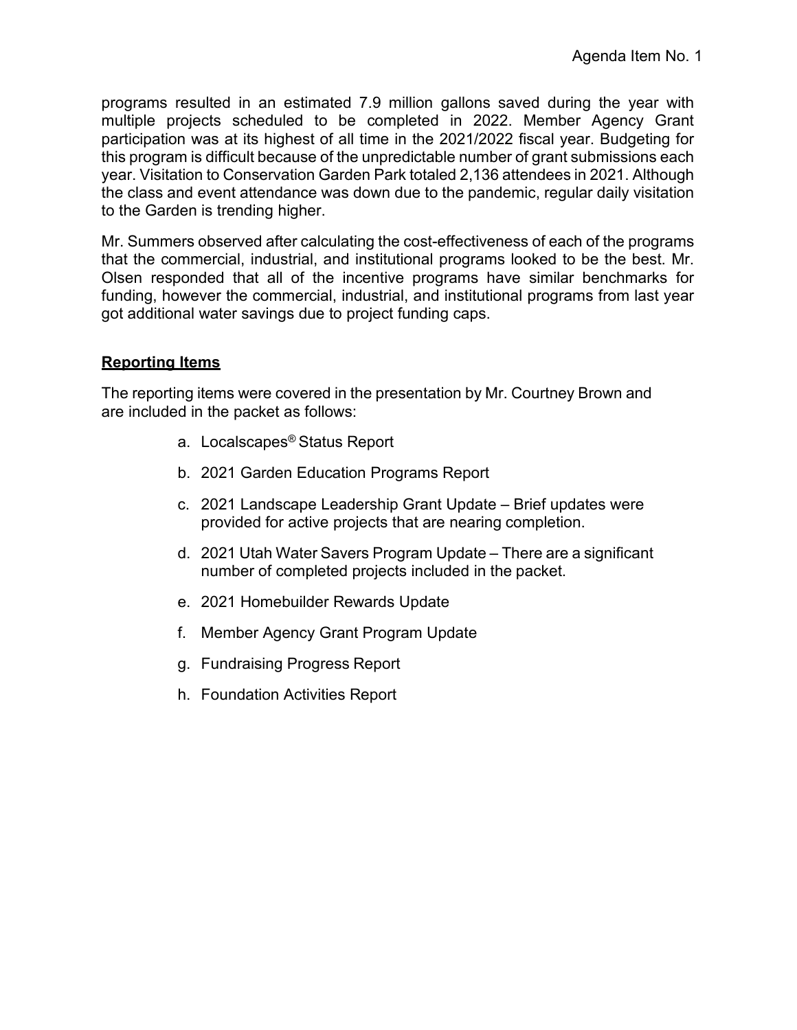programs resulted in an estimated 7.9 million gallons saved during the year with multiple projects scheduled to be completed in 2022. Member Agency Grant participation was at its highest of all time in the 2021/2022 fiscal year. Budgeting for this program is difficult because of the unpredictable number of grant submissions each year. Visitation to Conservation Garden Park totaled 2,136 attendees in 2021. Although the class and event attendance was down due to the pandemic, regular daily visitation to the Garden is trending higher.

Mr. Summers observed after calculating the cost-effectiveness of each of the programs that the commercial, industrial, and institutional programs looked to be the best. Mr. Olsen responded that all of the incentive programs have similar benchmarks for funding, however the commercial, industrial, and institutional programs from last year got additional water savings due to project funding caps.

**Reporting Items**

The reporting items were covered in the presentation by Mr. Courtney Brown and are included in the packet as follows:

a. Localscapes® Status Report

b. 2021 Garden Education Programs Report

c. 2021 Landscape Leadership Grant Update – Brief updates were provided for active projects that are nearing completion.

d. 2021 Utah Water Savers Program Update – There are a significant number of completed projects included in the packet.

e. 2021 Homebuilder Rewards Update

f. Member Agency Grant Program Update

g. Fundraising Progress Report

h. Foundation Activities Report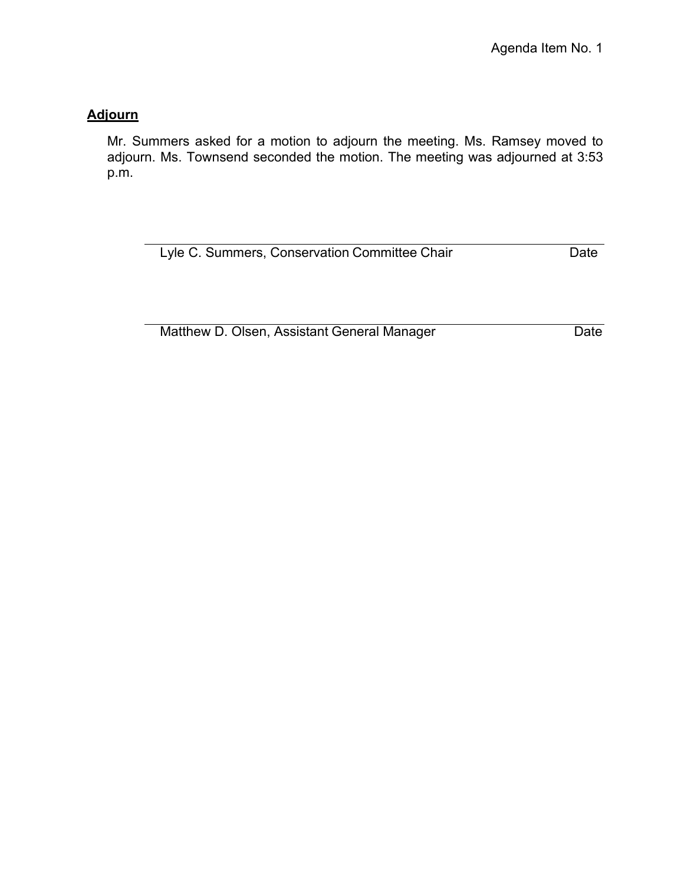## Adjourn

Mr. Summers asked for a motion to adjourn the meeting. Ms. Ramsey moved to adjourn. Ms. Townsend seconded the motion. The meeting was adjourned at 3:53 p.m.

\_\_\_\_\_\_\_\_\_\_\_\_\_\_\_\_\_\_\_\_\_\_\_\_\_\_\_\_\_\_\_\_\_\_\_\_\_\_\_\_\_\_\_\_\_\_\_\_

Lyle C. Summers, Conservation Committee Chair Date

\_\_\_\_\_\_\_\_\_\_\_\_\_\_\_\_\_\_\_\_\_\_\_\_\_\_\_\_\_\_\_\_\_\_\_\_\_\_\_\_\_\_\_\_\_\_\_\_

Matthew D. Olsen, Assistant General Manager Date